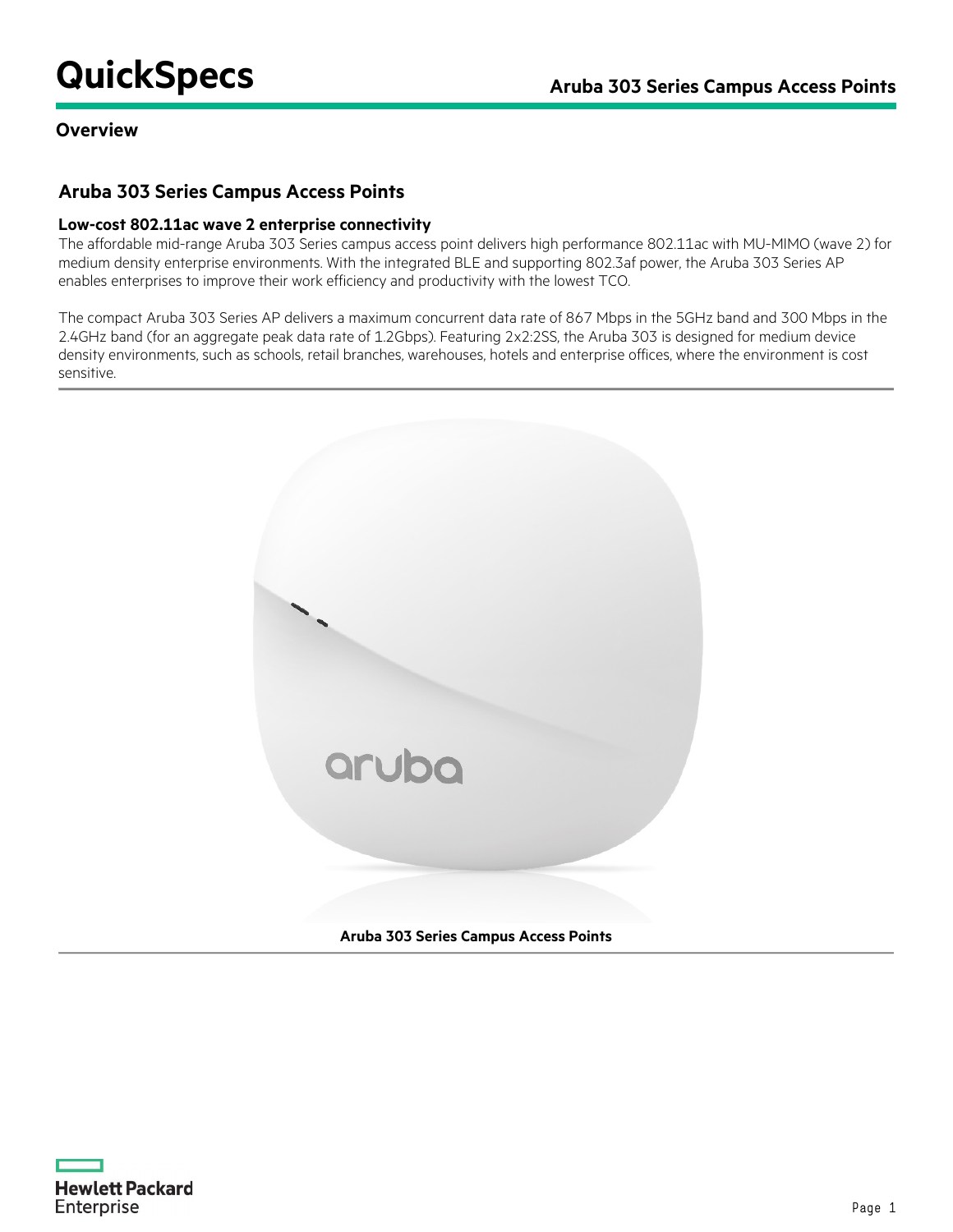# QuickSpecs

## Overview

### Aruba 303 Series Campus Access Points

**Low-cost 802.11ac wave 2 enterprise connectivity**

The affordable mid-range Aruba 303 Series campus access point delivers high performance 802.11ac with MU-MIMO (wave 2) for medium density enterprise environments. With the integrated BLE and supporting 802.3af power, the Aruba 303 Series AP enables enterprises to improve their work efficiency and productivity with the lowest TCO.

The compact Aruba 303 Series AP delivers a maximum concurrent data rate of 867 Mbps in the 5GHz band and 300 Mbps in the 2.4GHz band (for an aggregate peak data rate of 1.2Gbps). Featuring 2x2:2SS, the Aruba 303 is designed for medium device density environments, such as schools, retail branches, warehouses, hotels and enterprise offices, where the environment is cost sensitive.

**Aruba 303 Series Campus Access Points**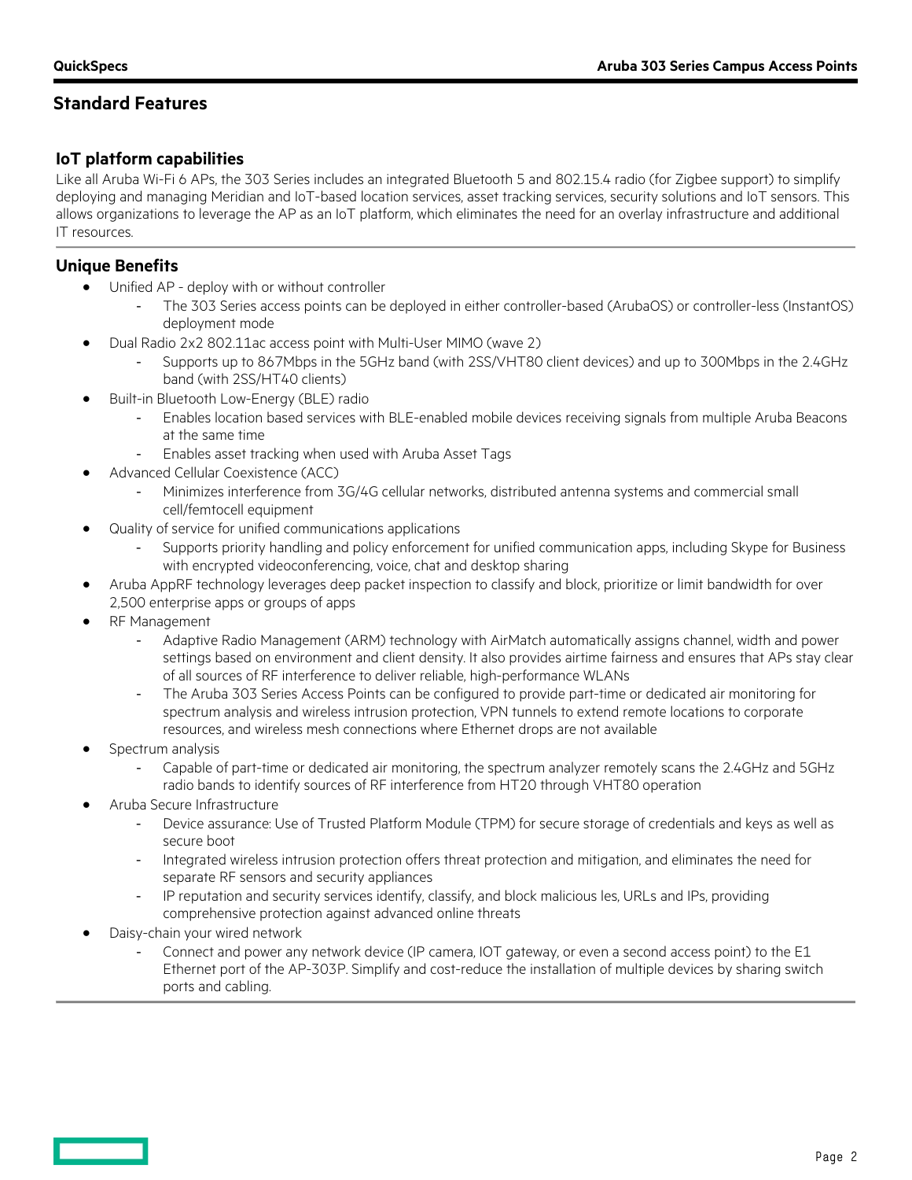## Standard Features

### IoT platform capabilities

Like all Aruba Wi-Fi 6 APs, the 303 Series includes an integrated Bluetooth 5 and 802.15.4 radio (for Zigbee support) to simplify deploying and managing Meridian and IoT-based location services, asset tracking services, security solutions and IoT sensors. This allows organizations to leverage the AP as an IoT platform, which eliminates the need for an overlay infrastructure and additional IT resources.

### Unique Benefits

- Unified AP - deploy with or without controller
  - The 303 Series access points can be deployed in either controller-based (ArubaOS) or controller-less (InstantOS) deployment mode
- Dual Radio 2x2 802.11ac access point with Multi-User MIMO (wave 2)
  - Supports up to 867Mbps in the 5GHz band (with 2SS/VHT80 client devices) and up to 300Mbps in the 2.4GHz band (with 2SS/HT40 clients)
- Built-in Bluetooth Low-Energy (BLE) radio
  - Enables location based services with BLE-enabled mobile devices receiving signals from multiple Aruba Beacons at the same time
  - Enables asset tracking when used with Aruba Asset Tags
- Advanced Cellular Coexistence (ACC)
  - Minimizes interference from 3G/4G cellular networks, distributed antenna systems and commercial small cell/femtocell equipment
- Quality of service for unified communications applications
  - Supports priority handling and policy enforcement for unified communication apps, including Skype for Business with encrypted videoconferencing, voice, chat and desktop sharing
- Aruba AppRF technology leverages deep packet inspection to classify and block, prioritize or limit bandwidth for over 2,500 enterprise apps or groups of apps
- RF Management
  - Adaptive Radio Management (ARM) technology with AirMatch automatically assigns channel, width and power settings based on environment and client density. It also provides airtime fairness and ensures that APs stay clear of all sources of RF interference to deliver reliable, high-performance WLANs
  - The Aruba 303 Series Access Points can be configured to provide part-time or dedicated air monitoring for spectrum analysis and wireless intrusion protection, VPN tunnels to extend remote locations to corporate resources, and wireless mesh connections where Ethernet drops are not available
- Spectrum analysis
  - Capable of part-time or dedicated air monitoring, the spectrum analyzer remotely scans the 2.4GHz and 5GHz radio bands to identify sources of RF interference from HT20 through VHT80 operation
- Aruba Secure Infrastructure
  - Device assurance: Use of Trusted Platform Module (TPM) for secure storage of credentials and keys as well as secure boot
  - Integrated wireless intrusion protection offers threat protection and mitigation, and eliminates the need for separate RF sensors and security appliances
  - IP reputation and security services identify, classify, and block malicious les, URLs and IPs, providing comprehensive protection against advanced online threats
- Daisy-chain your wired network
  - Connect and power any network device (IP camera, IOT gateway, or even a second access point) to the E1 Ethernet port of the AP-303P. Simplify and cost-reduce the installation of multiple devices by sharing switch ports and cabling.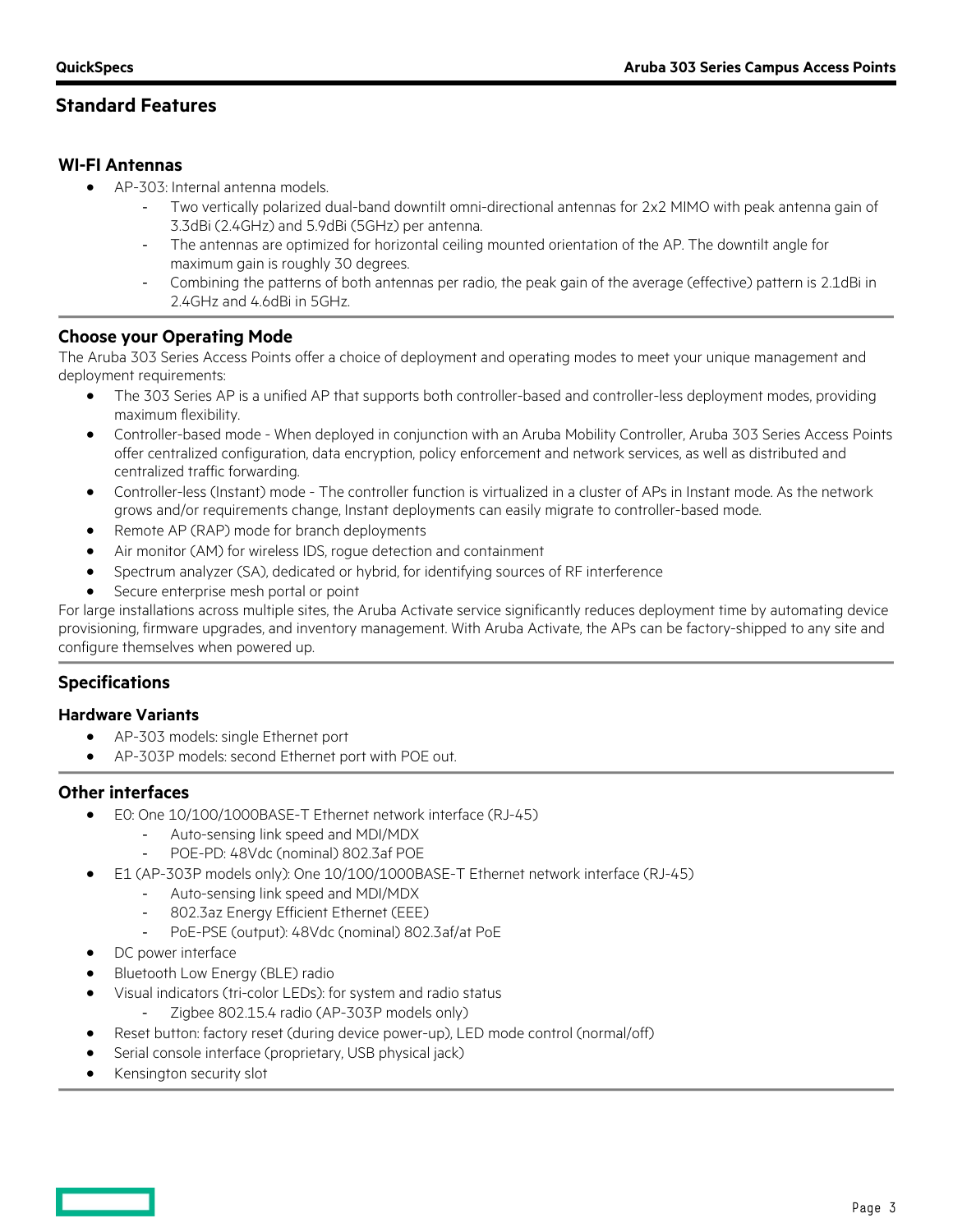## Standard Features

### WI-FI Antennas

- AP-303: Internal antenna models.
  - Two vertically polarized dual-band downtilt omni-directional antennas for 2x2 MIMO with peak antenna gain of 3.3dBi (2.4GHz) and 5.9dBi (5GHz) per antenna.
  - The antennas are optimized for horizontal ceiling mounted orientation of the AP. The downtilt angle for maximum gain is roughly 30 degrees.
  - Combining the patterns of both antennas per radio, the peak gain of the average (effective) pattern is 2.1dBi in 2.4GHz and 4.6dBi in 5GHz.

### Choose your Operating Mode

The Aruba 303 Series Access Points offer a choice of deployment and operating modes to meet your unique management and deployment requirements:

- The 303 Series AP is a unified AP that supports both controller-based and controller-less deployment modes, providing maximum flexibility.
- Controller-based mode - When deployed in conjunction with an Aruba Mobility Controller, Aruba 303 Series Access Points offer centralized configuration, data encryption, policy enforcement and network services, as well as distributed and centralized traffic forwarding.
- Controller-less (Instant) mode - The controller function is virtualized in a cluster of APs in Instant mode. As the network grows and/or requirements change, Instant deployments can easily migrate to controller-based mode.
- Remote AP (RAP) mode for branch deployments
- Air monitor (AM) for wireless IDS, rogue detection and containment
- Spectrum analyzer (SA), dedicated or hybrid, for identifying sources of RF interference
- Secure enterprise mesh portal or point

For large installations across multiple sites, the Aruba Activate service significantly reduces deployment time by automating device provisioning, firmware upgrades, and inventory management. With Aruba Activate, the APs can be factory-shipped to any site and configure themselves when powered up.

### Specifications

#### Hardware Variants

- AP-303 models: single Ethernet port
- AP-303P models: second Ethernet port with POE out.

#### Other interfaces

- E0: One 10/100/1000BASE-T Ethernet network interface (RJ-45)
  - Auto-sensing link speed and MDI/MDX
  - POE-PD: 48Vdc (nominal) 802.3af POE
- E1 (AP-303P models only): One 10/100/1000BASE-T Ethernet network interface (RJ-45)
  - Auto-sensing link speed and MDI/MDX
  - 802.3az Energy Efficient Ethernet (EEE)
  - PoE-PSE (output): 48Vdc (nominal) 802.3af/at PoE
- DC power interface
- Bluetooth Low Energy (BLE) radio
- Visual indicators (tri-color LEDs): for system and radio status
  - Zigbee 802.15.4 radio (AP-303P models only)
- Reset button: factory reset (during device power-up), LED mode control (normal/off)
- Serial console interface (proprietary, USB physical jack)
- Kensington security slot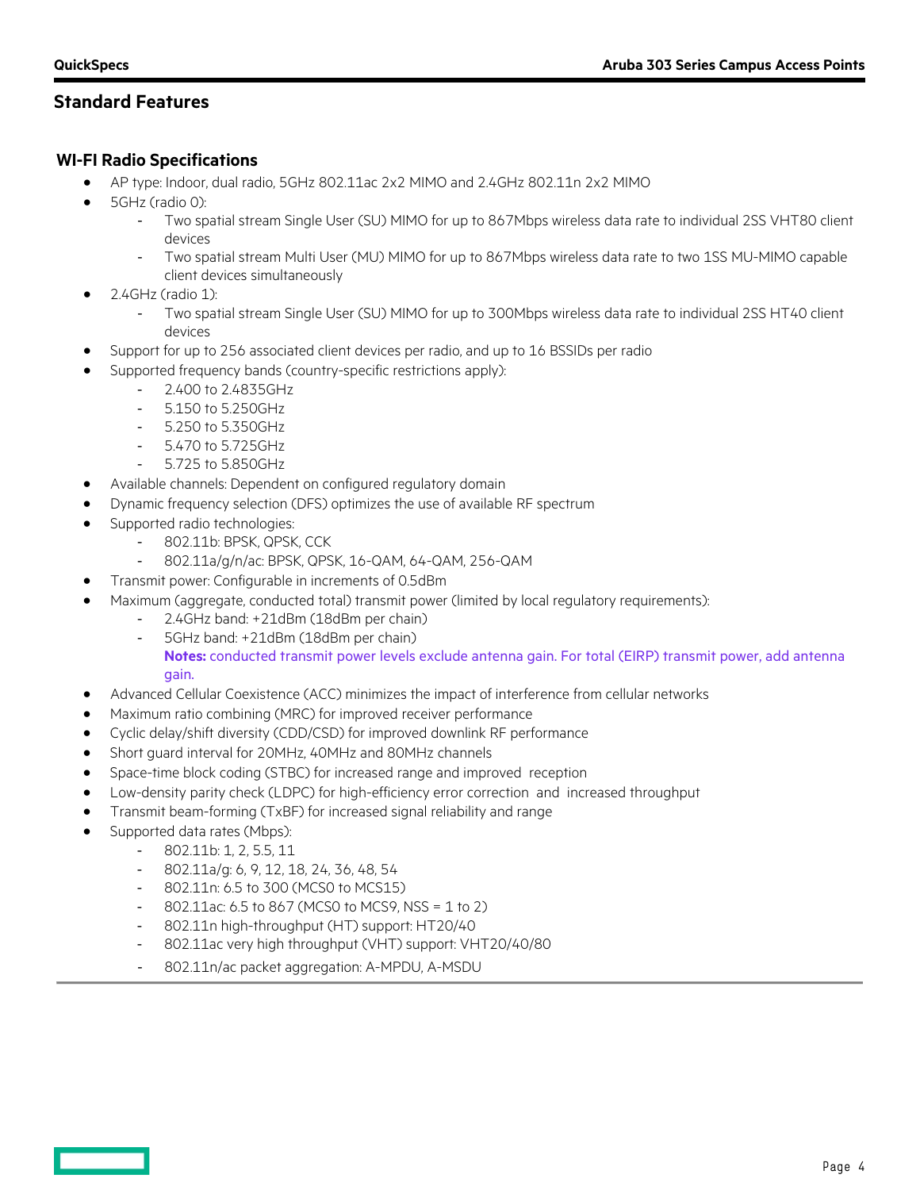## Standard Features

### WI-FI Radio Specifications

- AP type: Indoor, dual radio, 5GHz 802.11ac 2x2 MIMO and 2.4GHz 802.11n 2x2 MIMO
- 5GHz (radio 0):
  - Two spatial stream Single User (SU) MIMO for up to 867Mbps wireless data rate to individual 2SS VHT80 client devices
  - Two spatial stream Multi User (MU) MIMO for up to 867Mbps wireless data rate to two 1SS MU-MIMO capable client devices simultaneously
- 2.4GHz (radio 1):
  - Two spatial stream Single User (SU) MIMO for up to 300Mbps wireless data rate to individual 2SS HT40 client devices
- Support for up to 256 associated client devices per radio, and up to 16 BSSIDs per radio
- Supported frequency bands (country-specific restrictions apply):
  - 2.400 to 2.4835GHz
  - 5.150 to 5.250GHz
  - 5.250 to 5.350GHz
  - 5.470 to 5.725GHz
  - 5.725 to 5.850GHz
- Available channels: Dependent on configured regulatory domain
- Dynamic frequency selection (DFS) optimizes the use of available RF spectrum
- Supported radio technologies:
  - 802.11b: BPSK, QPSK, CCK
  - 802.11a/g/n/ac: BPSK, QPSK, 16-QAM, 64-QAM, 256-QAM
- Transmit power: Configurable in increments of 0.5dBm
- Maximum (aggregate, conducted total) transmit power (limited by local regulatory requirements):
  - 2.4GHz band: +21dBm (18dBm per chain)
  - 5GHz band: +21dBm (18dBm per chain)

    **Notes:** conducted transmit power levels exclude antenna gain. For total (EIRP) transmit power, add antenna gain.
- Advanced Cellular Coexistence (ACC) minimizes the impact of interference from cellular networks
- Maximum ratio combining (MRC) for improved receiver performance
- Cyclic delay/shift diversity (CDD/CSD) for improved downlink RF performance
- Short guard interval for 20MHz, 40MHz and 80MHz channels
- Space-time block coding (STBC) for increased range and improved reception
- Low-density parity check (LDPC) for high-efficiency error correction and increased throughput
- Transmit beam-forming (TxBF) for increased signal reliability and range
- Supported data rates (Mbps):
  - 802.11b: 1, 2, 5.5, 11
  - 802.11a/g: 6, 9, 12, 18, 24, 36, 48, 54
  - 802.11n: 6.5 to 300 (MCS0 to MCS15)
  - 802.11ac: 6.5 to 867 (MCS0 to MCS9, NSS = 1 to 2)
  - 802.11n high-throughput (HT) support: HT20/40
  - 802.11ac very high throughput (VHT) support: VHT20/40/80
  - 802.11n/ac packet aggregation: A-MPDU, A-MSDU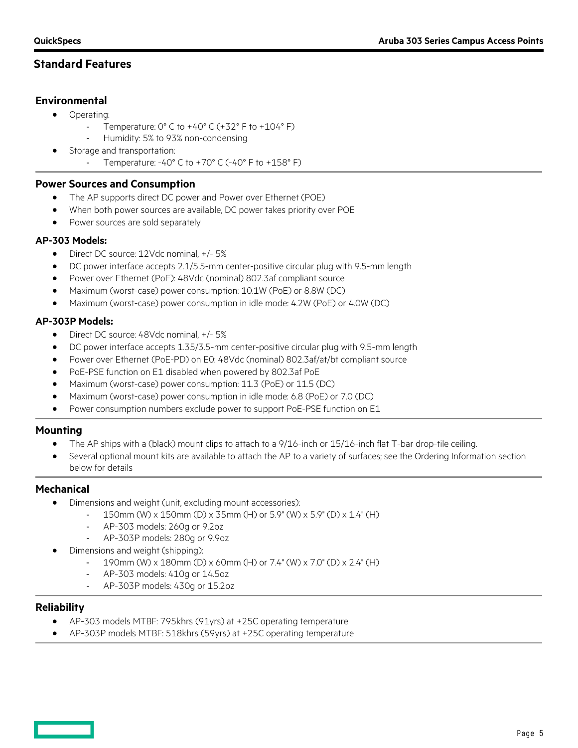## Standard Features

### Environmental

- Operating:
  - Temperature: 0° C to +40° C (+32° F to +104° F)
  - Humidity: 5% to 93% non-condensing
- Storage and transportation:
  - Temperature: -40° C to +70° C (-40° F to +158° F)

### Power Sources and Consumption

- The AP supports direct DC power and Power over Ethernet (POE)
- When both power sources are available, DC power takes priority over POE
- Power sources are sold separately

#### AP-303 Models:

- Direct DC source: 12Vdc nominal, +/- 5%
- DC power interface accepts 2.1/5.5-mm center-positive circular plug with 9.5-mm length
- Power over Ethernet (PoE): 48Vdc (nominal) 802.3af compliant source
- Maximum (worst-case) power consumption: 10.1W (PoE) or 8.8W (DC)
- Maximum (worst-case) power consumption in idle mode: 4.2W (PoE) or 4.0W (DC)

#### AP-303P Models:

- Direct DC source: 48Vdc nominal, +/- 5%
- DC power interface accepts 1.35/3.5-mm center-positive circular plug with 9.5-mm length
- Power over Ethernet (PoE-PD) on E0: 48Vdc (nominal) 802.3af/at/bt compliant source
- PoE-PSE function on E1 disabled when powered by 802.3af PoE
- Maximum (worst-case) power consumption: 11.3 (PoE) or 11.5 (DC)
- Maximum (worst-case) power consumption in idle mode: 6.8 (PoE) or 7.0 (DC)
- Power consumption numbers exclude power to support PoE-PSE function on E1

### Mounting

- The AP ships with a (black) mount clips to attach to a 9/16-inch or 15/16-inch flat T-bar drop-tile ceiling.
- Several optional mount kits are available to attach the AP to a variety of surfaces; see the Ordering Information section below for details

### Mechanical

- Dimensions and weight (unit, excluding mount accessories):
  - 150mm (W) x 150mm (D) x 35mm (H) or 5.9" (W) x 5.9" (D) x 1.4" (H)
  - AP-303 models: 260g or 9.2oz
  - AP-303P models: 280g or 9.9oz
- Dimensions and weight (shipping):
  - 190mm (W) x 180mm (D) x 60mm (H) or 7.4" (W) x 7.0" (D) x 2.4" (H)
  - AP-303 models: 410g or 14.5oz
  - AP-303P models: 430g or 15.2oz

### Reliability

- AP-303 models MTBF: 795khrs (91yrs) at +25C operating temperature
- AP-303P models MTBF: 518khrs (59yrs) at +25C operating temperature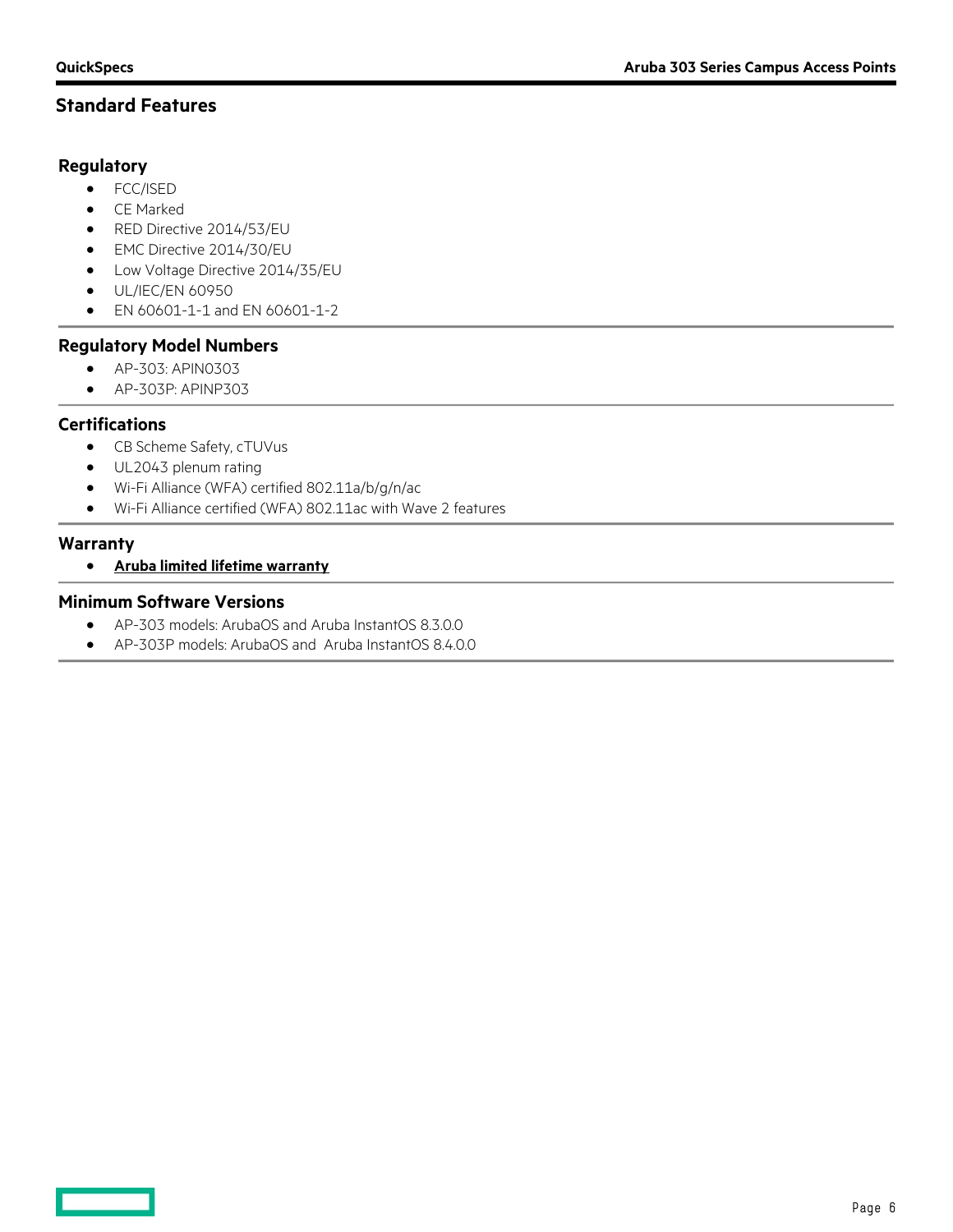## Standard Features

### Regulatory

- FCC/ISED
- CE Marked
- RED Directive 2014/53/EU
- EMC Directive 2014/30/EU
- Low Voltage Directive 2014/35/EU
- UL/IEC/EN 60950
- EN 60601-1-1 and EN 60601-1-2

### Regulatory Model Numbers

- AP-303: APIN0303
- AP-303P: APINP303

### Certifications

- CB Scheme Safety, cTUVus
- UL2043 plenum rating
- Wi-Fi Alliance (WFA) certified 802.11a/b/g/n/ac
- Wi-Fi Alliance certified (WFA) 802.11ac with Wave 2 features

### Warranty

- **Aruba limited lifetime warranty**

### Minimum Software Versions

- AP-303 models: ArubaOS and Aruba InstantOS 8.3.0.0
- AP-303P models: ArubaOS and Aruba InstantOS 8.4.0.0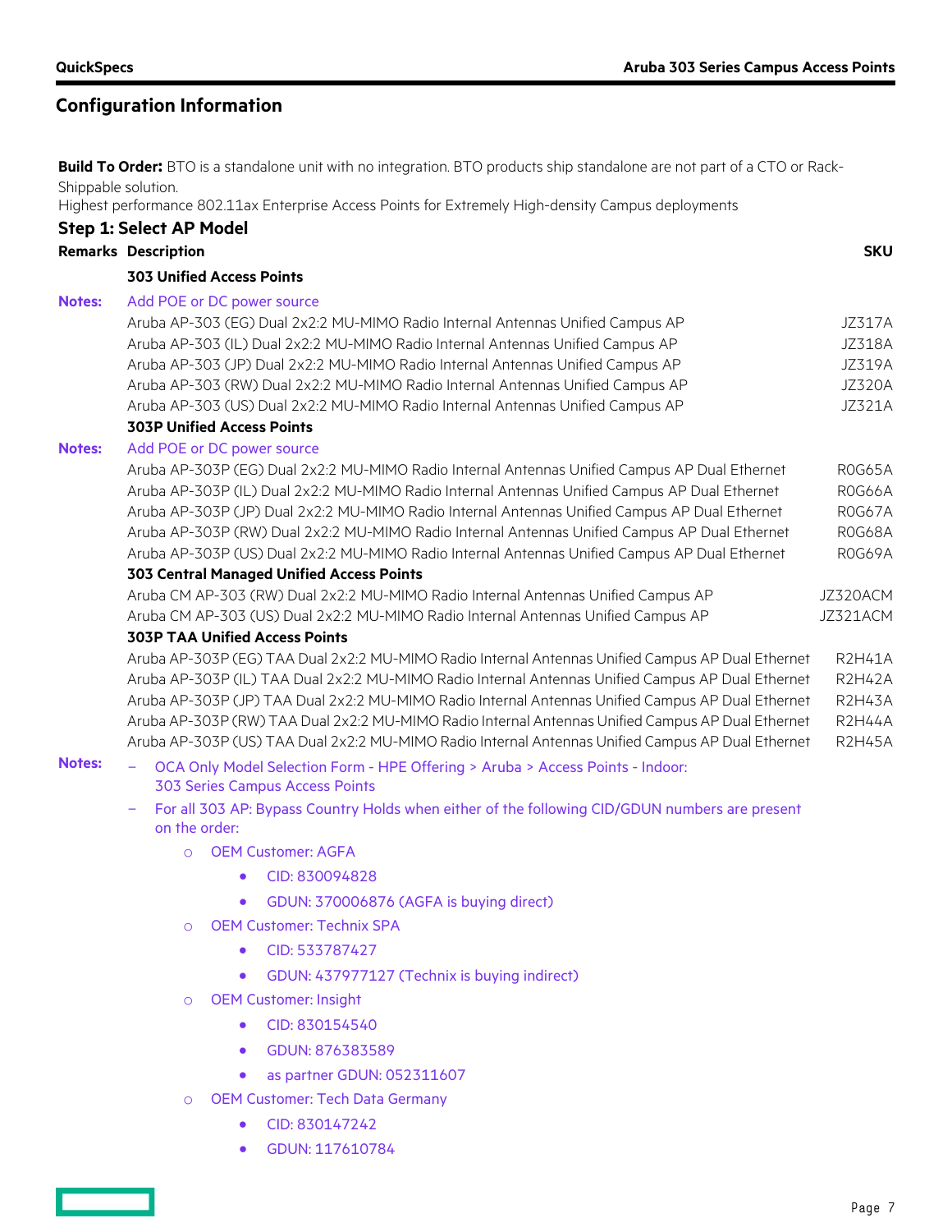## Configuration Information

**Build To Order:** BTO is a standalone unit with no integration. BTO products ship standalone are not part of a CTO or Rack-Shippable solution.
Highest performance 802.11ax Enterprise Access Points for Extremely High-density Campus deployments

### Step 1: Select AP Model

| Remarks | Description | SKU |
|---|---|---|
| | **303 Unified Access Points** | |
| Notes: | Add POE or DC power source | |
| | Aruba AP-303 (EG) Dual 2x2:2 MU-MIMO Radio Internal Antennas Unified Campus AP | JZ317A |
| | Aruba AP-303 (IL) Dual 2x2:2 MU-MIMO Radio Internal Antennas Unified Campus AP | JZ318A |
| | Aruba AP-303 (JP) Dual 2x2:2 MU-MIMO Radio Internal Antennas Unified Campus AP | JZ319A |
| | Aruba AP-303 (RW) Dual 2x2:2 MU-MIMO Radio Internal Antennas Unified Campus AP | JZ320A |
| | Aruba AP-303 (US) Dual 2x2:2 MU-MIMO Radio Internal Antennas Unified Campus AP | JZ321A |
| | **303P Unified Access Points** | |
| Notes: | Add POE or DC power source | |
| | Aruba AP-303P (EG) Dual 2x2:2 MU-MIMO Radio Internal Antennas Unified Campus AP Dual Ethernet | R0G65A |
| | Aruba AP-303P (IL) Dual 2x2:2 MU-MIMO Radio Internal Antennas Unified Campus AP Dual Ethernet | R0G66A |
| | Aruba AP-303P (JP) Dual 2x2:2 MU-MIMO Radio Internal Antennas Unified Campus AP Dual Ethernet | R0G67A |
| | Aruba AP-303P (RW) Dual 2x2:2 MU-MIMO Radio Internal Antennas Unified Campus AP Dual Ethernet | R0G68A |
| | Aruba AP-303P (US) Dual 2x2:2 MU-MIMO Radio Internal Antennas Unified Campus AP Dual Ethernet | R0G69A |
| | **303 Central Managed Unified Access Points** | |
| | Aruba CM AP-303 (RW) Dual 2x2:2 MU-MIMO Radio Internal Antennas Unified Campus AP | JZ320ACM |
| | Aruba CM AP-303 (US) Dual 2x2:2 MU-MIMO Radio Internal Antennas Unified Campus AP | JZ321ACM |
| | **303P TAA Unified Access Points** | |
| | Aruba AP-303P (EG) TAA Dual 2x2:2 MU-MIMO Radio Internal Antennas Unified Campus AP Dual Ethernet | R2H41A |
| | Aruba AP-303P (IL) TAA Dual 2x2:2 MU-MIMO Radio Internal Antennas Unified Campus AP Dual Ethernet | R2H42A |
| | Aruba AP-303P (JP) TAA Dual 2x2:2 MU-MIMO Radio Internal Antennas Unified Campus AP Dual Ethernet | R2H43A |
| | Aruba AP-303P (RW) TAA Dual 2x2:2 MU-MIMO Radio Internal Antennas Unified Campus AP Dual Ethernet | R2H44A |
| | Aruba AP-303P (US) TAA Dual 2x2:2 MU-MIMO Radio Internal Antennas Unified Campus AP Dual Ethernet | R2H45A |

**Notes:**

- OCA Only Model Selection Form - HPE Offering > Aruba > Access Points - Indoor: 303 Series Campus Access Points
- For all 303 AP: Bypass Country Holds when either of the following CID/GDUN numbers are present on the order:
  - OEM Customer: AGFA
    - CID: 830094828
    - GDUN: 370006876 (AGFA is buying direct)
  - OEM Customer: Technix SPA
    - CID: 533787427
    - GDUN: 437977127 (Technix is buying indirect)
  - OEM Customer: Insight
    - CID: 830154540
    - GDUN: 876383589
    - as partner GDUN: 052311607
  - OEM Customer: Tech Data Germany
    - CID: 830147242
    - GDUN: 117610784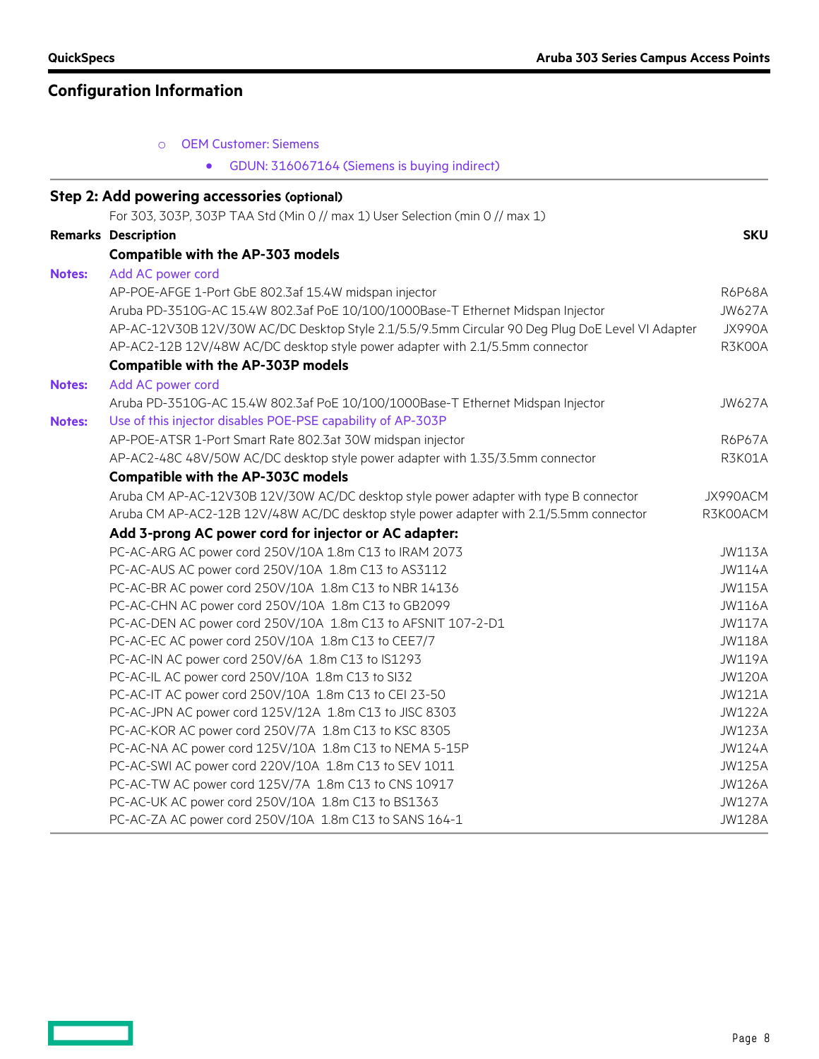## Configuration Information

- OEM Customer: Siemens
  - GDUN: 316067164 (Siemens is buying indirect)

### Step 2: Add powering accessories (optional)

For 303, 303P, 303P TAA Std (Min 0 // max 1) User Selection (min 0 // max 1)

| Remarks | Description | SKU |
|---|---|---|
| | **Compatible with the AP-303 models** | |
| **Notes:** | Add AC power cord | |
| | AP-POE-AFGE 1-Port GbE 802.3af 15.4W midspan injector | R6P68A |
| | Aruba PD-3510G-AC 15.4W 802.3af PoE 10/100/1000Base-T Ethernet Midspan Injector | JW627A |
| | AP-AC-12V30B 12V/30W AC/DC Desktop Style 2.1/5.5/9.5mm Circular 90 Deg Plug DoE Level VI Adapter | JX990A |
| | AP-AC2-12B 12V/48W AC/DC desktop style power adapter with 2.1/5.5mm connector | R3K00A |
| | **Compatible with the AP-303P models** | |
| **Notes:** | Add AC power cord | |
| | Aruba PD-3510G-AC 15.4W 802.3af PoE 10/100/1000Base-T Ethernet Midspan Injector | JW627A |
| **Notes:** | Use of this injector disables POE-PSE capability of AP-303P | |
| | AP-POE-ATSR 1-Port Smart Rate 802.3at 30W midspan injector | R6P67A |
| | AP-AC2-48C 48V/50W AC/DC desktop style power adapter with 1.35/3.5mm connector | R3K01A |
| | **Compatible with the AP-303C models** | |
| | Aruba CM AP-AC-12V30B 12V/30W AC/DC desktop style power adapter with type B connector | JX990ACM |
| | Aruba CM AP-AC2-12B 12V/48W AC/DC desktop style power adapter with 2.1/5.5mm connector | R3K00ACM |
| | **Add 3-prong AC power cord for injector or AC adapter:** | |
| | PC-AC-ARG AC power cord 250V/10A 1.8m C13 to IRAM 2073 | JW113A |
| | PC-AC-AUS AC power cord 250V/10A 1.8m C13 to AS3112 | JW114A |
| | PC-AC-BR AC power cord 250V/10A 1.8m C13 to NBR 14136 | JW115A |
| | PC-AC-CHN AC power cord 250V/10A 1.8m C13 to GB2099 | JW116A |
| | PC-AC-DEN AC power cord 250V/10A 1.8m C13 to AFSNIT 107-2-D1 | JW117A |
| | PC-AC-EC AC power cord 250V/10A 1.8m C13 to CEE7/7 | JW118A |
| | PC-AC-IN AC power cord 250V/6A 1.8m C13 to IS1293 | JW119A |
| | PC-AC-IL AC power cord 250V/10A 1.8m C13 to SI32 | JW120A |
| | PC-AC-IT AC power cord 250V/10A 1.8m C13 to CEI 23-50 | JW121A |
| | PC-AC-JPN AC power cord 125V/12A 1.8m C13 to JISC 8303 | JW122A |
| | PC-AC-KOR AC power cord 250V/7A 1.8m C13 to KSC 8305 | JW123A |
| | PC-AC-NA AC power cord 125V/10A 1.8m C13 to NEMA 5-15P | JW124A |
| | PC-AC-SWI AC power cord 220V/10A 1.8m C13 to SEV 1011 | JW125A |
| | PC-AC-TW AC power cord 125V/7A 1.8m C13 to CNS 10917 | JW126A |
| | PC-AC-UK AC power cord 250V/10A 1.8m C13 to BS1363 | JW127A |
| | PC-AC-ZA AC power cord 250V/10A 1.8m C13 to SANS 164-1 | JW128A |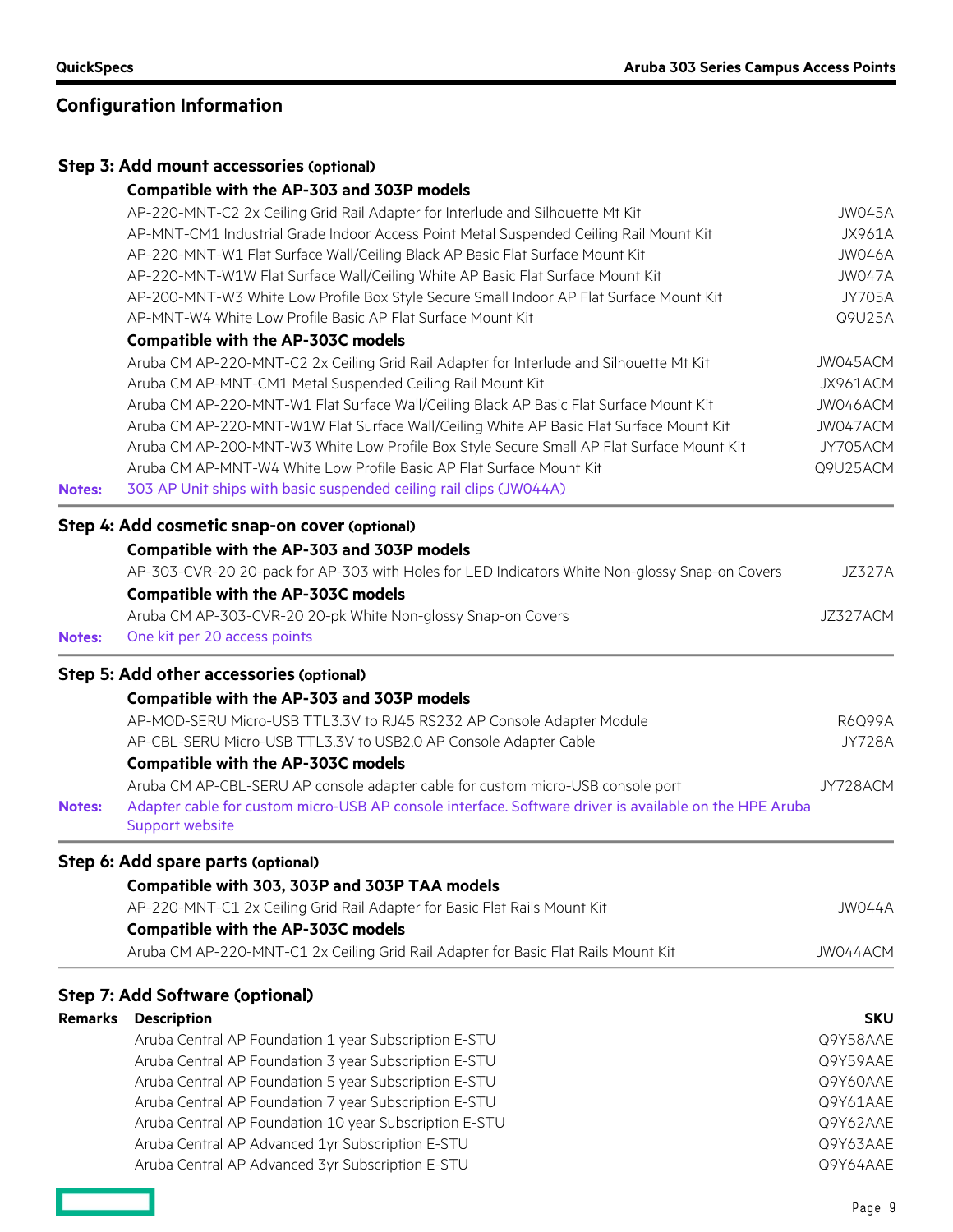## Configuration Information

### Step 3: Add mount accessories (optional)

**Compatible with the AP-303 and 303P models**

| Description | SKU |
|---|---|
| AP-220-MNT-C2 2x Ceiling Grid Rail Adapter for Interlude and Silhouette Mt Kit | JW045A |
| AP-MNT-CM1 Industrial Grade Indoor Access Point Metal Suspended Ceiling Rail Mount Kit | JX961A |
| AP-220-MNT-W1 Flat Surface Wall/Ceiling Black AP Basic Flat Surface Mount Kit | JW046A |
| AP-220-MNT-W1W Flat Surface Wall/Ceiling White AP Basic Flat Surface Mount Kit | JW047A |
| AP-200-MNT-W3 White Low Profile Box Style Secure Small Indoor AP Flat Surface Mount Kit | JY705A |
| AP-MNT-W4 White Low Profile Basic AP Flat Surface Mount Kit | Q9U25A |

**Compatible with the AP-303C models**

| Description | SKU |
|---|---|
| Aruba CM AP-220-MNT-C2 2x Ceiling Grid Rail Adapter for Interlude and Silhouette Mt Kit | JW045ACM |
| Aruba CM AP-MNT-CM1 Metal Suspended Ceiling Rail Mount Kit | JX961ACM |
| Aruba CM AP-220-MNT-W1 Flat Surface Wall/Ceiling Black AP Basic Flat Surface Mount Kit | JW046ACM |
| Aruba CM AP-220-MNT-W1W Flat Surface Wall/Ceiling White AP Basic Flat Surface Mount Kit | JW047ACM |
| Aruba CM AP-200-MNT-W3 White Low Profile Box Style Secure Small AP Flat Surface Mount Kit | JY705ACM |
| Aruba CM AP-MNT-W4 White Low Profile Basic AP Flat Surface Mount Kit | Q9U25ACM |

**Notes:** 303 AP Unit ships with basic suspended ceiling rail clips (JW044A)

### Step 4: Add cosmetic snap-on cover (optional)

**Compatible with the AP-303 and 303P models**

| Description | SKU |
|---|---|
| AP-303-CVR-20 20-pack for AP-303 with Holes for LED Indicators White Non-glossy Snap-on Covers | JZ327A |

**Compatible with the AP-303C models**

| Description | SKU |
|---|---|
| Aruba CM AP-303-CVR-20 20-pk White Non-glossy Snap-on Covers | JZ327ACM |

**Notes:** One kit per 20 access points

### Step 5: Add other accessories (optional)

**Compatible with the AP-303 and 303P models**

| Description | SKU |
|---|---|
| AP-MOD-SERU Micro-USB TTL3.3V to RJ45 RS232 AP Console Adapter Module | R6Q99A |
| AP-CBL-SERU Micro-USB TTL3.3V to USB2.0 AP Console Adapter Cable | JY728A |

**Compatible with the AP-303C models**

| Description | SKU |
|---|---|
| Aruba CM AP-CBL-SERU AP console adapter cable for custom micro-USB console port | JY728ACM |

**Notes:** Adapter cable for custom micro-USB AP console interface. Software driver is available on the HPE Aruba Support website

### Step 6: Add spare parts (optional)

**Compatible with 303, 303P and 303P TAA models**

| Description | SKU |
|---|---|
| AP-220-MNT-C1 2x Ceiling Grid Rail Adapter for Basic Flat Rails Mount Kit | JW044A |

**Compatible with the AP-303C models**

| Description | SKU |
|---|---|
| Aruba CM AP-220-MNT-C1 2x Ceiling Grid Rail Adapter for Basic Flat Rails Mount Kit | JW044ACM |

### Step 7: Add Software (optional)

| Remarks | Description | SKU |
|---|---|---|
| | Aruba Central AP Foundation 1 year Subscription E-STU | Q9Y58AAE |
| | Aruba Central AP Foundation 3 year Subscription E-STU | Q9Y59AAE |
| | Aruba Central AP Foundation 5 year Subscription E-STU | Q9Y60AAE |
| | Aruba Central AP Foundation 7 year Subscription E-STU | Q9Y61AAE |
| | Aruba Central AP Foundation 10 year Subscription E-STU | Q9Y62AAE |
| | Aruba Central AP Advanced 1yr Subscription E-STU | Q9Y63AAE |
| | Aruba Central AP Advanced 3yr Subscription E-STU | Q9Y64AAE |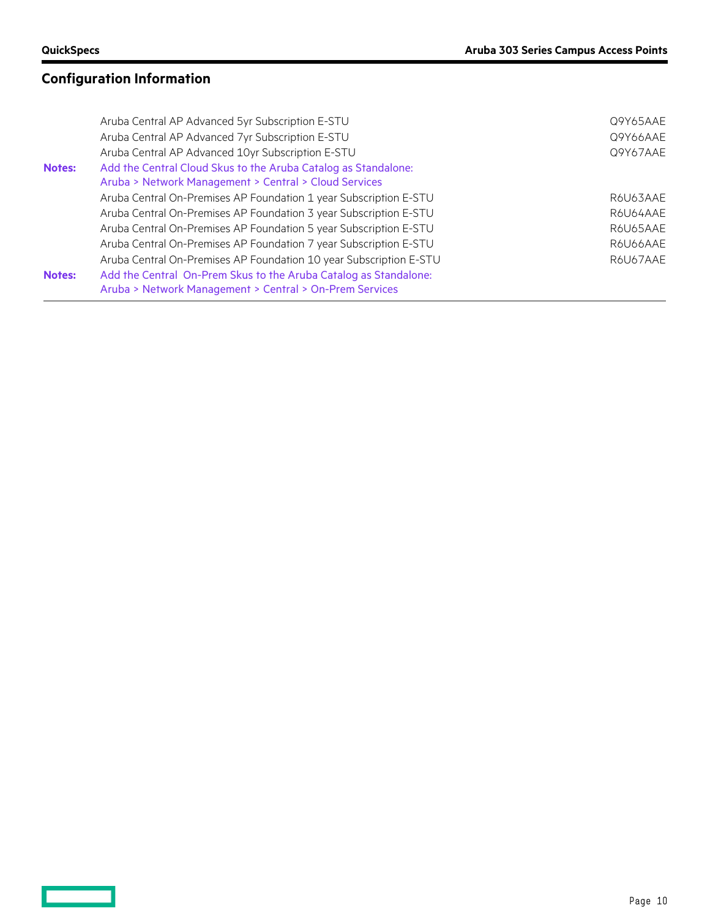## Configuration Information

| | | |
|---|---|---|
| | Aruba Central AP Advanced 5yr Subscription E-STU | Q9Y65AAE |
| | Aruba Central AP Advanced 7yr Subscription E-STU | Q9Y66AAE |
| | Aruba Central AP Advanced 10yr Subscription E-STU | Q9Y67AAE |
| **Notes:** | Add the Central Cloud Skus to the Aruba Catalog as Standalone: Aruba > Network Management > Central > Cloud Services | |
| | Aruba Central On-Premises AP Foundation 1 year Subscription E-STU | R6U63AAE |
| | Aruba Central On-Premises AP Foundation 3 year Subscription E-STU | R6U64AAE |
| | Aruba Central On-Premises AP Foundation 5 year Subscription E-STU | R6U65AAE |
| | Aruba Central On-Premises AP Foundation 7 year Subscription E-STU | R6U66AAE |
| | Aruba Central On-Premises AP Foundation 10 year Subscription E-STU | R6U67AAE |
| **Notes:** | Add the Central On-Prem Skus to the Aruba Catalog as Standalone: Aruba > Network Management > Central > On-Prem Services | |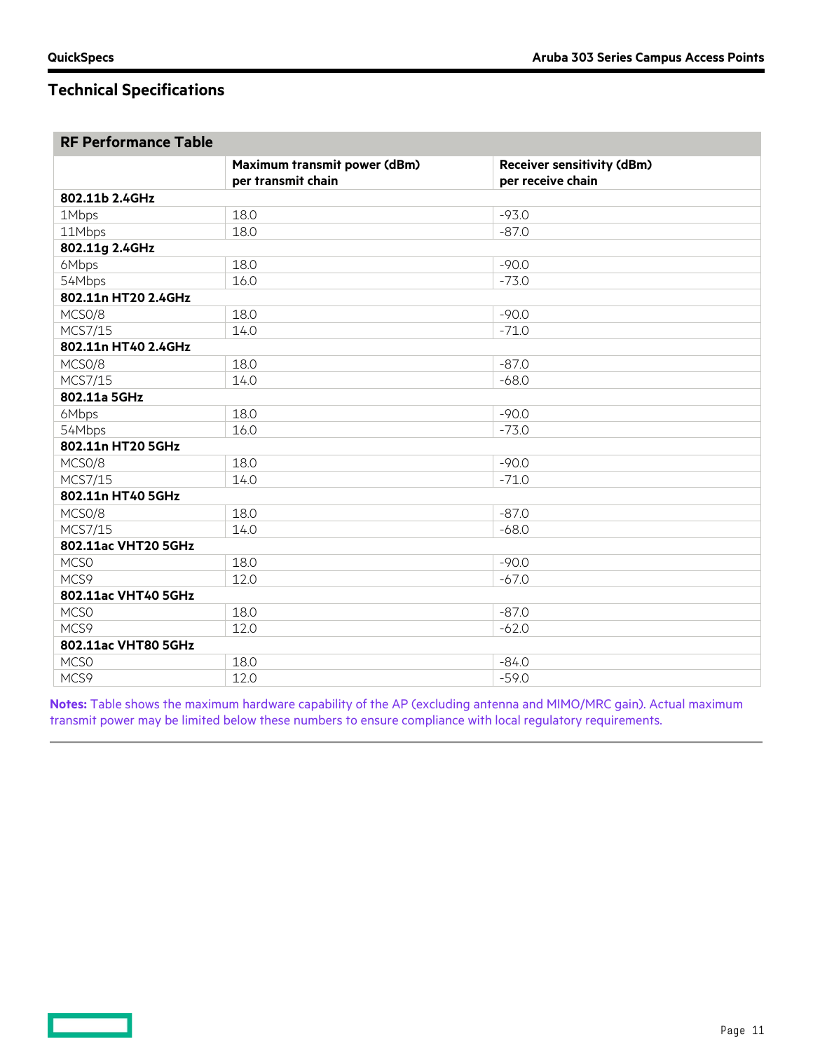## Technical Specifications

| RF Performance Table | | |
|---|---|---|
| | **Maximum transmit power (dBm) per transmit chain** | **Receiver sensitivity (dBm) per receive chain** |
| **802.11b 2.4GHz** | | |
| 1Mbps | 18.0 | -93.0 |
| 11Mbps | 18.0 | -87.0 |
| **802.11g 2.4GHz** | | |
| 6Mbps | 18.0 | -90.0 |
| 54Mbps | 16.0 | -73.0 |
| **802.11n HT20 2.4GHz** | | |
| MCS0/8 | 18.0 | -90.0 |
| MCS7/15 | 14.0 | -71.0 |
| **802.11n HT40 2.4GHz** | | |
| MCS0/8 | 18.0 | -87.0 |
| MCS7/15 | 14.0 | -68.0 |
| **802.11a 5GHz** | | |
| 6Mbps | 18.0 | -90.0 |
| 54Mbps | 16.0 | -73.0 |
| **802.11n HT20 5GHz** | | |
| MCS0/8 | 18.0 | -90.0 |
| MCS7/15 | 14.0 | -71.0 |
| **802.11n HT40 5GHz** | | |
| MCS0/8 | 18.0 | -87.0 |
| MCS7/15 | 14.0 | -68.0 |
| **802.11ac VHT20 5GHz** | | |
| MCS0 | 18.0 | -90.0 |
| MCS9 | 12.0 | -67.0 |
| **802.11ac VHT40 5GHz** | | |
| MCS0 | 18.0 | -87.0 |
| MCS9 | 12.0 | -62.0 |
| **802.11ac VHT80 5GHz** | | |
| MCS0 | 18.0 | -84.0 |
| MCS9 | 12.0 | -59.0 |

**Notes:** Table shows the maximum hardware capability of the AP (excluding antenna and MIMO/MRC gain). Actual maximum transmit power may be limited below these numbers to ensure compliance with local regulatory requirements.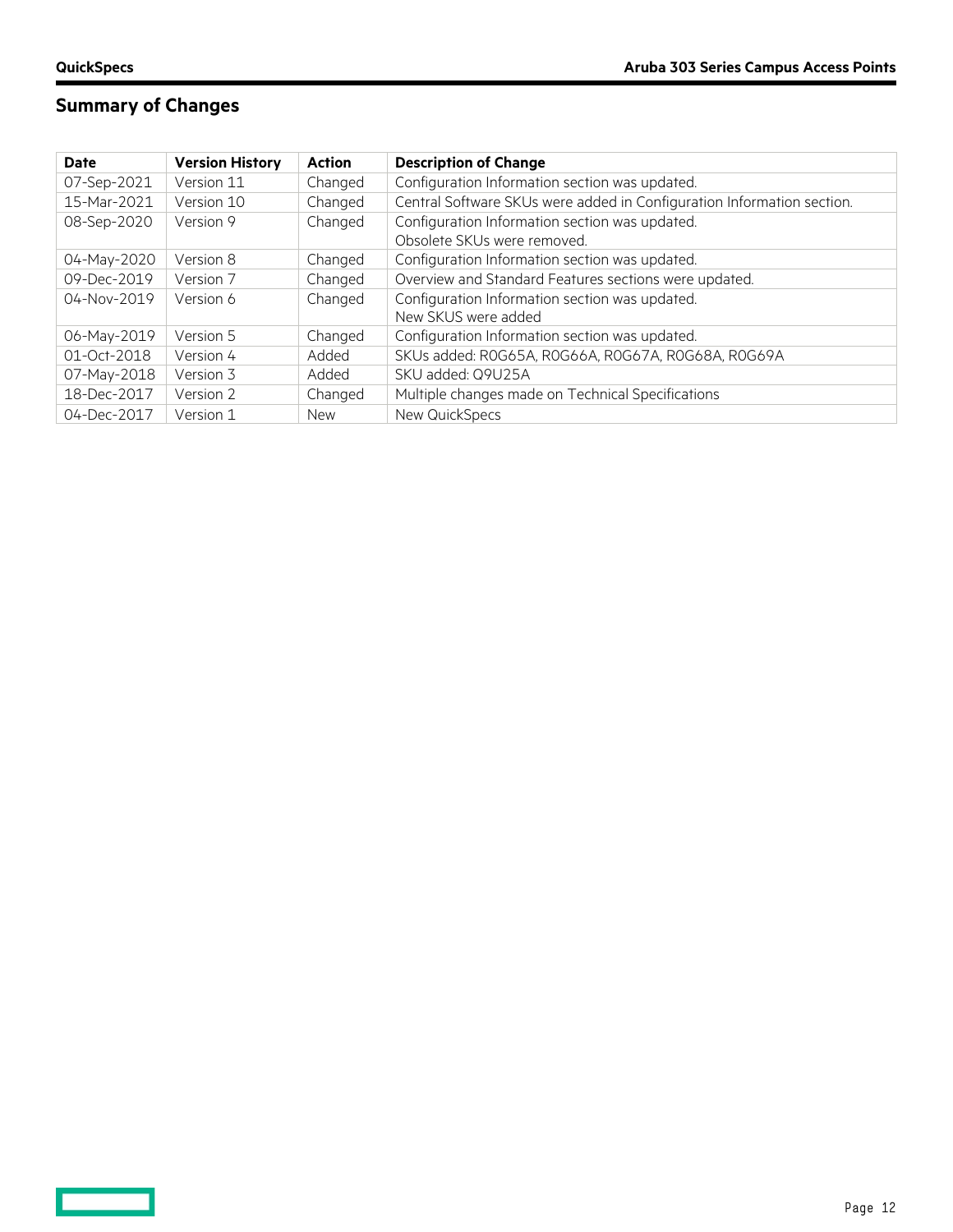## Summary of Changes

| Date | Version History | Action | Description of Change |
| --- | --- | --- | --- |
| 07-Sep-2021 | Version 11 | Changed | Configuration Information section was updated. |
| 15-Mar-2021 | Version 10 | Changed | Central Software SKUs were added in Configuration Information section. |
| 08-Sep-2020 | Version 9 | Changed | Configuration Information section was updated.<br>Obsolete SKUs were removed. |
| 04-May-2020 | Version 8 | Changed | Configuration Information section was updated. |
| 09-Dec-2019 | Version 7 | Changed | Overview and Standard Features sections were updated. |
| 04-Nov-2019 | Version 6 | Changed | Configuration Information section was updated.<br>New SKUS were added |
| 06-May-2019 | Version 5 | Changed | Configuration Information section was updated. |
| 01-Oct-2018 | Version 4 | Added | SKUs added: R0G65A, R0G66A, R0G67A, R0G68A, R0G69A |
| 07-May-2018 | Version 3 | Added | SKU added: Q9U25A |
| 18-Dec-2017 | Version 2 | Changed | Multiple changes made on Technical Specifications |
| 04-Dec-2017 | Version 1 | New | New QuickSpecs |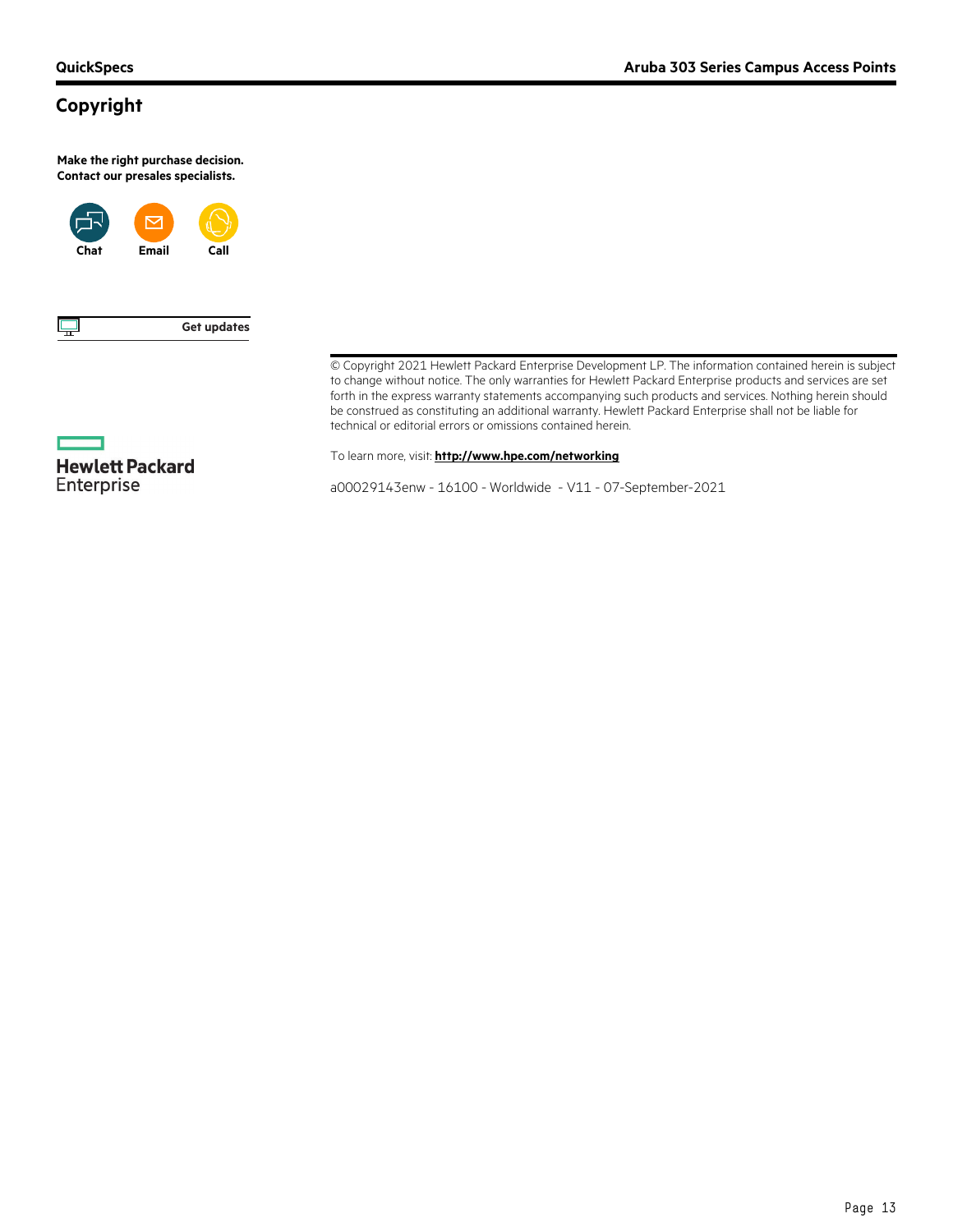## Copyright

**Make the right purchase decision.**
**Contact our presales specialists.**

Chat    Email    Call

Get updates

© Copyright 2021 Hewlett Packard Enterprise Development LP. The information contained herein is subject to change without notice. The only warranties for Hewlett Packard Enterprise products and services are set forth in the express warranty statements accompanying such products and services. Nothing herein should be construed as constituting an additional warranty. Hewlett Packard Enterprise shall not be liable for technical or editorial errors or omissions contained herein.

To learn more, visit: **http://www.hpe.com/networking**

a00029143enw - 16100 - Worldwide - V11 - 07-September-2021

**Hewlett Packard**
Enterprise